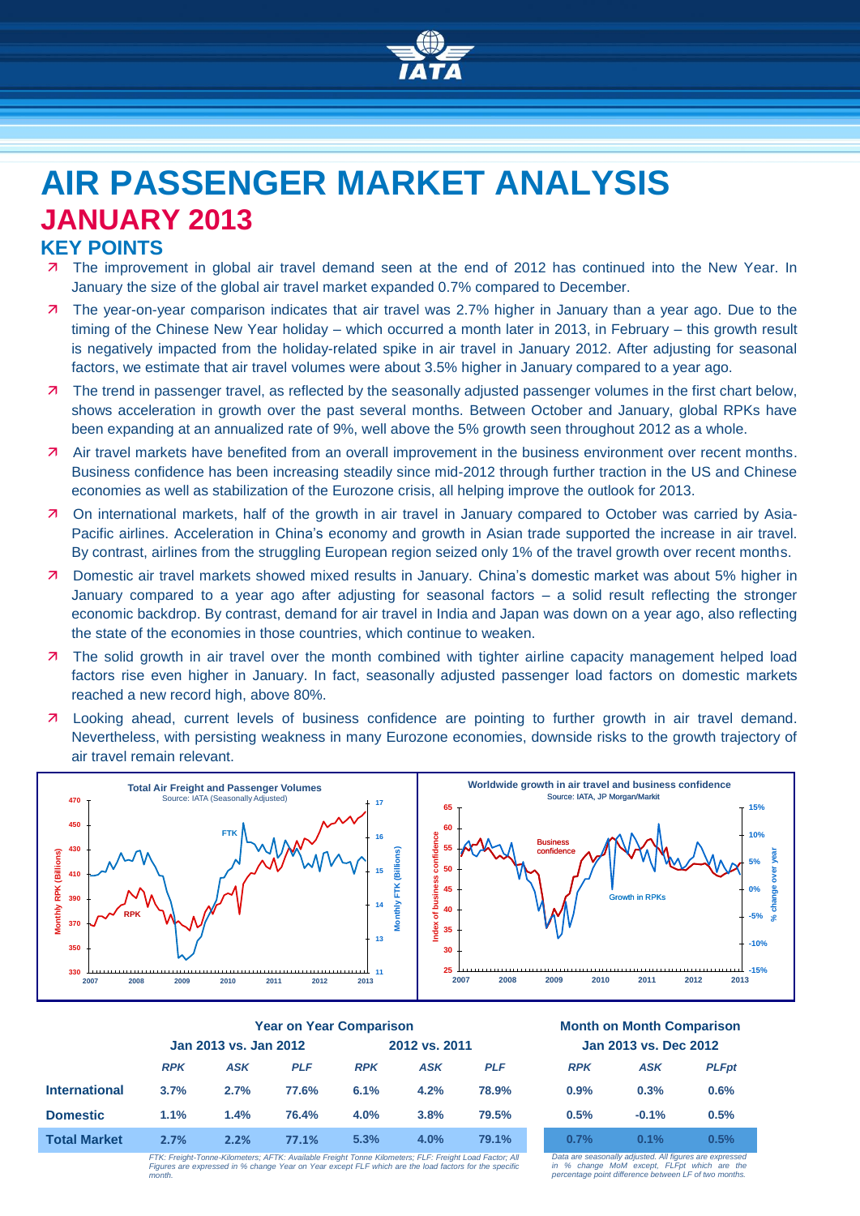# AIR PASSENGER MARKET ANALYSIS

## JANUARY 2013

### KEY POINTS

- The improvement in global air travel demand seen at the end of 2012 has continued into the New Year. In January the size of the global air travel market expanded 0.7% compared to December.
- The year-on-year comparison indicates that air travel was 2.7% higher in January than a year ago. Due to the timing of the Chinese New Year holiday – which occurred a month later in 2013, in February – this growth result is negatively impacted from the holiday-related spike in air travel in January 2012. After adjusting for seasonal factors, we estimate that air travel volumes were about 3.5% higher in January compared to a year ago.
- The trend in passenger travel, as reflected by the seasonally adjusted passenger volumes in the first chart below, shows acceleration in growth over the past several months. Between October and January, global RPKs have been expanding at an annualized rate of 9%, well above the 5% growth seen throughout 2012 as a whole.
- Air travel markets have benefited from an overall improvement in the business environment over recent months. Business confidence has been increasing steadily since mid-2012 through further traction in the US and Chinese economies as well as stabilization of the Eurozone crisis, all helping improve the outlook for 2013.
- On international markets, half of the growth in air travel in January compared to October was carried by Asia-Pacific airlines. Acceleration in China's economy and growth in Asian trade supported the increase in air travel. By contrast, airlines from the struggling European region seized only 1% of the travel growth over recent months.
- Domestic air travel markets showed mixed results in January. China's domestic market was about 5% higher in January compared to a year ago after adjusting for seasonal factors – a solid result reflecting the stronger economic backdrop. By contrast, demand for air travel in India and Japan was down on a year ago, also reflecting the state of the economies in those countries, which continue to weaken.
- The solid growth in air travel over the month combined with tighter airline capacity management helped load factors rise even higher in January. In fact, seasonally adjusted passenger load factors on domestic markets reached a new record high, above 80%.
- Looking ahead, current levels of business confidence are pointing to further growth in air travel demand. Nevertheless, with persisting weakness in many Eurozone economies, downside risks to the growth trajectory of air travel remain relevant.

**Total Air Freight and Passenger Volumes**
Source: IATA (Seasonally Adjusted)

**Worldwide growth in air travel and business confidence**
Source: IATA, JP Morgan/Markit

| | Year on Year Comparison | | | | | | Month on Month Comparison | | |
|---|---|---|---|---|---|---|---|---|---|
| | Jan 2013 vs. Jan 2012 | | | 2012 vs. 2011 | | | Jan 2013 vs. Dec 2012 | | |
| | *RPK* | *ASK* | *PLF* | *RPK* | *ASK* | *PLF* | *RPK* | *ASK* | *PLFpt* |
| **International** | 3.7% | 2.7% | 77.6% | 6.1% | 4.2% | 78.9% | 0.9% | 0.3% | 0.6% |
| **Domestic** | 1.1% | 1.4% | 76.4% | 4.0% | 3.8% | 79.5% | 0.5% | -0.1% | 0.5% |
| **Total Market** | 2.7% | 2.2% | 77.1% | 5.3% | 4.0% | 79.1% | 0.7% | 0.1% | 0.5% |

*FTK: Freight-Tonne-Kilometers; AFTK: Available Freight Tonne Kilometers; FLF: Freight Load Factor; All Figures are expressed in % change Year on Year except FLF which are the load factors for the specific month.*

*Data are seasonally adjusted. All figures are expressed in % change MoM except, FLFpt which are the percentage point difference between LF of two months.*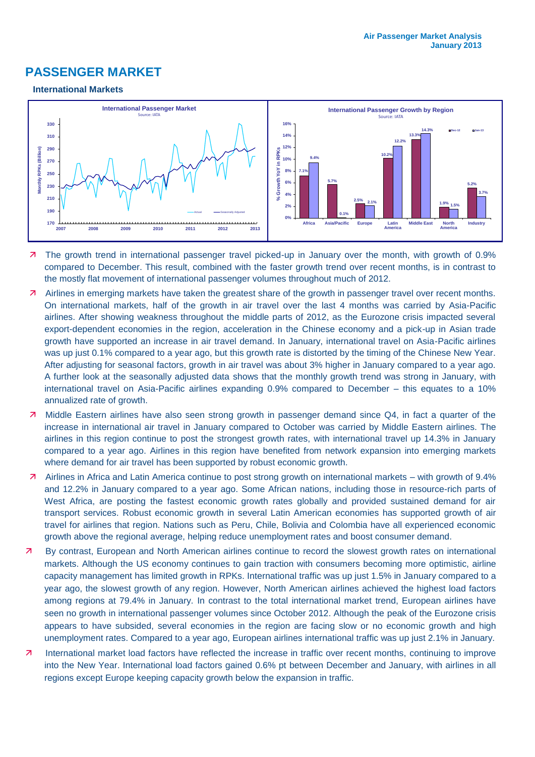# PASSENGER MARKET

### International Markets

**International Passenger Market**
Source: IATA

**International Passenger Growth by Region**
Source: IATA

| Region | Dec-12 | Jan-13 |
|---|---|---|
| Africa | 7.1% | 9.4% |
| Asia/Pacific | 5.7% | 0.1% |
| Europe | 2.5% | 2.1% |
| Latin America | 10.2% | 12.2% |
| Middle East | 13.3% | 14.3% |
| North America | 1.9% | 1.5% |
| Industry | 5.2% | 3.7% |

- The growth trend in international passenger travel picked-up in January over the month, with growth of 0.9% compared to December. This result, combined with the faster growth trend over recent months, is in contrast to the mostly flat movement of international passenger volumes throughout much of 2012.
- Airlines in emerging markets have taken the greatest share of the growth in passenger travel over recent months. On international markets, half of the growth in air travel over the last 4 months was carried by Asia-Pacific airlines. After showing weakness throughout the middle parts of 2012, as the Eurozone crisis impacted several export-dependent economies in the region, acceleration in the Chinese economy and a pick-up in Asian trade growth have supported an increase in air travel demand. In January, international travel on Asia-Pacific airlines was up just 0.1% compared to a year ago, but this growth rate is distorted by the timing of the Chinese New Year. After adjusting for seasonal factors, growth in air travel was about 3% higher in January compared to a year ago. A further look at the seasonally adjusted data shows that the monthly growth trend was strong in January, with international travel on Asia-Pacific airlines expanding 0.9% compared to December – this equates to a 10% annualized rate of growth.
- Middle Eastern airlines have also seen strong growth in passenger demand since Q4, in fact a quarter of the increase in international air travel in January compared to October was carried by Middle Eastern airlines. The airlines in this region continue to post the strongest growth rates, with international travel up 14.3% in January compared to a year ago. Airlines in this region have benefited from network expansion into emerging markets where demand for air travel has been supported by robust economic growth.
- Airlines in Africa and Latin America continue to post strong growth on international markets – with growth of 9.4% and 12.2% in January compared to a year ago. Some African nations, including those in resource-rich parts of West Africa, are posting the fastest economic growth rates globally and provided sustained demand for air transport services. Robust economic growth in several Latin American economies has supported growth of air travel for airlines that region. Nations such as Peru, Chile, Bolivia and Colombia have all experienced economic growth above the regional average, helping reduce unemployment rates and boost consumer demand.
- By contrast, European and North American airlines continue to record the slowest growth rates on international markets. Although the US economy continues to gain traction with consumers becoming more optimistic, airline capacity management has limited growth in RPKs. International traffic was up just 1.5% in January compared to a year ago, the slowest growth of any region. However, North American airlines achieved the highest load factors among regions at 79.4% in January. In contrast to the total international market trend, European airlines have seen no growth in international passenger volumes since October 2012. Although the peak of the Eurozone crisis appears to have subsided, several economies in the region are facing slow or no economic growth and high unemployment rates. Compared to a year ago, European airlines international traffic was up just 2.1% in January.
- International market load factors have reflected the increase in traffic over recent months, continuing to improve into the New Year. International load factors gained 0.6% pt between December and January, with airlines in all regions except Europe keeping capacity growth below the expansion in traffic.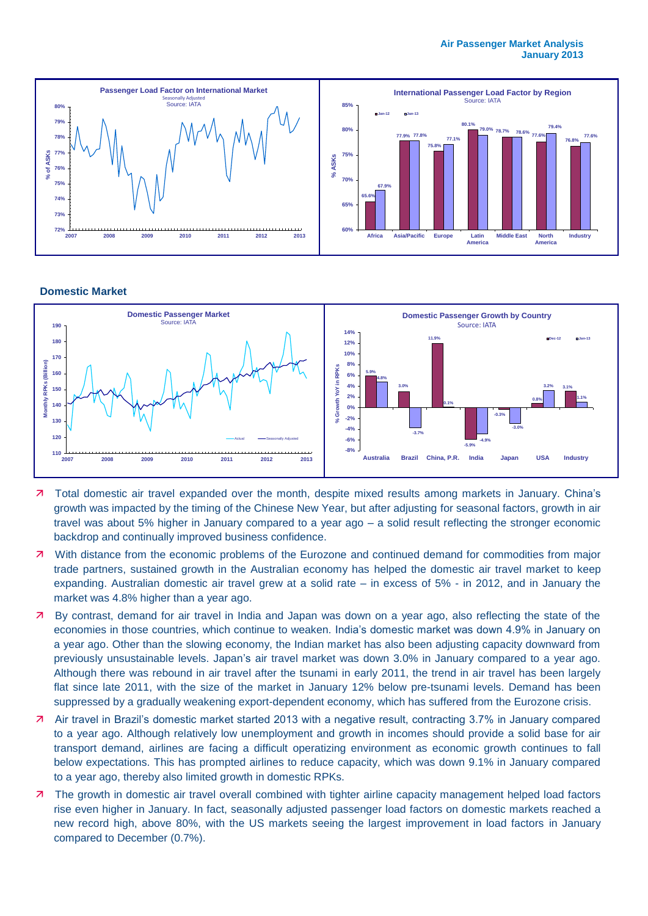## Domestic Market

- Total domestic air travel expanded over the month, despite mixed results among markets in January. China's growth was impacted by the timing of the Chinese New Year, but after adjusting for seasonal factors, growth in air travel was about 5% higher in January compared to a year ago – a solid result reflecting the stronger economic backdrop and continually improved business confidence.
- With distance from the economic problems of the Eurozone and continued demand for commodities from major trade partners, sustained growth in the Australian economy has helped the domestic air travel market to keep expanding. Australian domestic air travel grew at a solid rate – in excess of 5% - in 2012, and in January the market was 4.8% higher than a year ago.
- By contrast, demand for air travel in India and Japan was down on a year ago, also reflecting the state of the economies in those countries, which continue to weaken. India's domestic market was down 4.9% in January on a year ago. Other than the slowing economy, the Indian market has also been adjusting capacity downward from previously unsustainable levels. Japan's air travel market was down 3.0% in January compared to a year ago. Although there was rebound in air travel after the tsunami in early 2011, the trend in air travel has been largely flat since late 2011, with the size of the market in January 12% below pre-tsunami levels. Demand has been suppressed by a gradually weakening export-dependent economy, which has suffered from the Eurozone crisis.
- Air travel in Brazil's domestic market started 2013 with a negative result, contracting 3.7% in January compared to a year ago. Although relatively low unemployment and growth in incomes should provide a solid base for air transport demand, airlines are facing a difficult operatizing environment as economic growth continues to fall below expectations. This has prompted airlines to reduce capacity, which was down 9.1% in January compared to a year ago, thereby also limited growth in domestic RPKs.
- The growth in domestic air travel overall combined with tighter airline capacity management helped load factors rise even higher in January. In fact, seasonally adjusted passenger load factors on domestic markets reached a new record high, above 80%, with the US markets seeing the largest improvement in load factors in January compared to December (0.7%).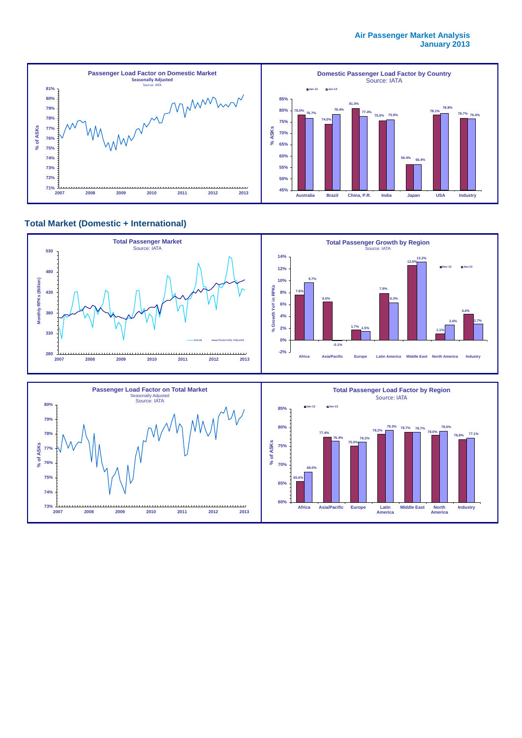## Total Market (Domestic + International)

### Passenger Load Factor on Domestic Market
Seasonally Adjusted
Source: IATA

### Domestic Passenger Load Factor by Country
Source: IATA

| Country | Jan-12 | Jan-13 |
|---|---|---|
| Australia | 78.0% | 76.7% |
| Brazil | 74.0% | 78.4% |
| China, P.R. | 81.0% | 77.4% |
| India | 75.5% | 75.9% |
| Japan | 56.4% | 56.4% |
| USA | 78.1% | 78.8% |
| Industry | 76.7% | 76.4% |

### Total Passenger Market
Source: IATA

### Total Passenger Growth by Region
Source: IATA

| Region | Dec-12 | Jan-13 |
|---|---|---|
| Africa | 7.6% | 9.7% |
| Asia/Pacific | 6.5% | -0.1% |
| Europe | 1.7% | 1.5% |
| Latin America | 7.9% | 6.3% |
| Middle East | 12.6% | 13.2% |
| North America | 1.1% | 2.6% |
| Industry | 4.4% | 2.7% |

### Passenger Load Factor on Total Market
Seasonally Adjusted
Source: IATA

### Total Passenger Load Factor by Region
Source: IATA

| Region | Jan-12 | Jan-13 |
|---|---|---|
| Africa | 65.6% | 68.0% |
| Asia/Pacific | 77.4% | 76.4% |
| Europe | 75.0% | 76.2% |
| Latin America | 78.2% | 79.3% |
| Middle East | 78.7% | 78.7% |
| North America | 78.0% | 79.0% |
| Industry | 76.8% | 77.1% |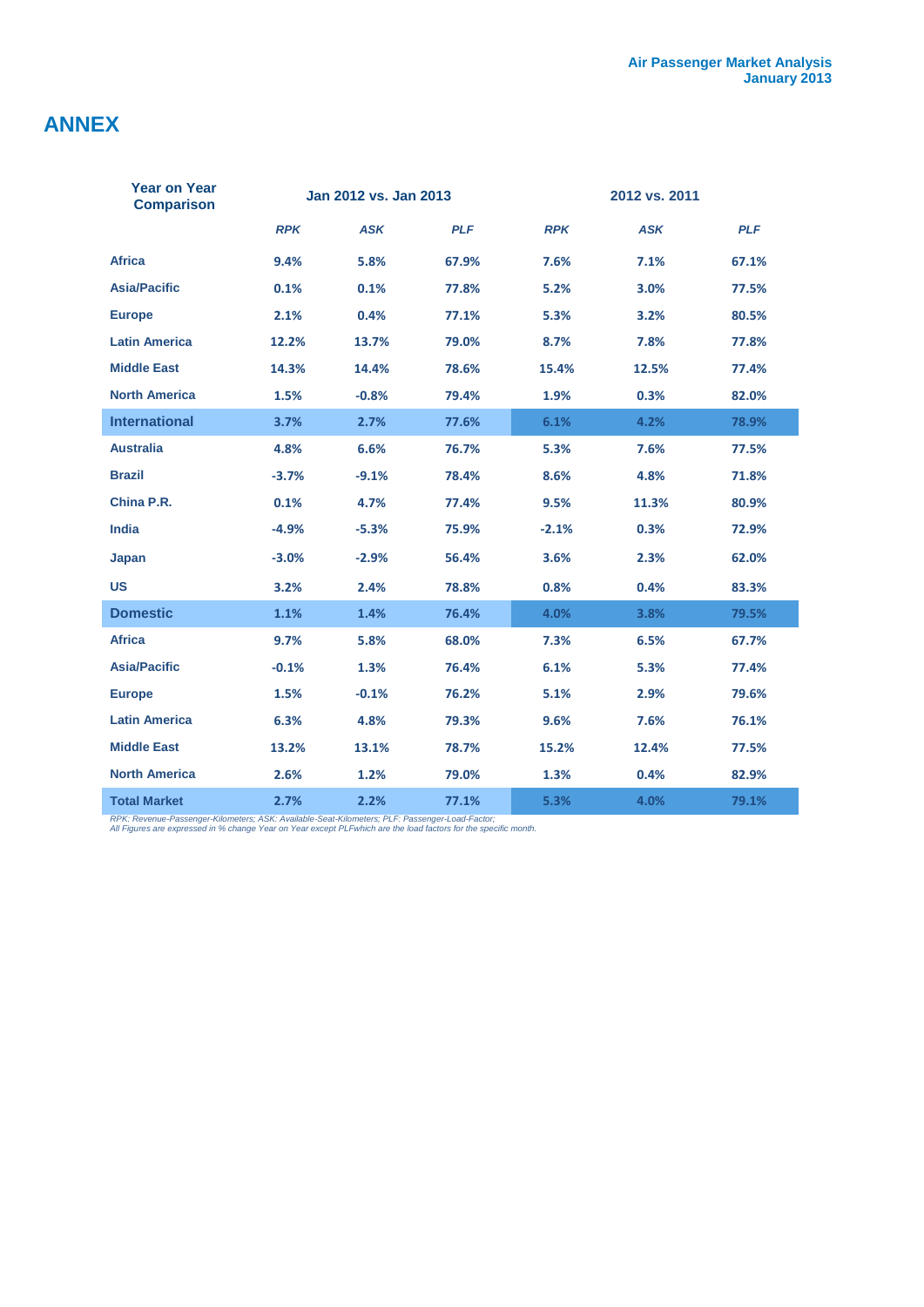# ANNEX

| Year on Year Comparison | Jan 2012 vs. Jan 2013 | | | 2012 vs. 2011 | | |
|---|---|---|---|---|---|---|
| | *RPK* | *ASK* | *PLF* | *RPK* | *ASK* | *PLF* |
| **Africa** | **9.4%** | **5.8%** | **67.9%** | **7.6%** | **7.1%** | **67.1%** |
| **Asia/Pacific** | **0.1%** | **0.1%** | **77.8%** | **5.2%** | **3.0%** | **77.5%** |
| **Europe** | **2.1%** | **0.4%** | **77.1%** | **5.3%** | **3.2%** | **80.5%** |
| **Latin America** | **12.2%** | **13.7%** | **79.0%** | **8.7%** | **7.8%** | **77.8%** |
| **Middle East** | **14.3%** | **14.4%** | **78.6%** | **15.4%** | **12.5%** | **77.4%** |
| **North America** | **1.5%** | **-0.8%** | **79.4%** | **1.9%** | **0.3%** | **82.0%** |
| **International** | **3.7%** | **2.7%** | **77.6%** | **6.1%** | **4.2%** | **78.9%** |
| **Australia** | **4.8%** | **6.6%** | **76.7%** | **5.3%** | **7.6%** | **77.5%** |
| **Brazil** | **-3.7%** | **-9.1%** | **78.4%** | **8.6%** | **4.8%** | **71.8%** |
| **China P.R.** | **0.1%** | **4.7%** | **77.4%** | **9.5%** | **11.3%** | **80.9%** |
| **India** | **-4.9%** | **-5.3%** | **75.9%** | **-2.1%** | **0.3%** | **72.9%** |
| **Japan** | **-3.0%** | **-2.9%** | **56.4%** | **3.6%** | **2.3%** | **62.0%** |
| **US** | **3.2%** | **2.4%** | **78.8%** | **0.8%** | **0.4%** | **83.3%** |
| **Domestic** | **1.1%** | **1.4%** | **76.4%** | **4.0%** | **3.8%** | **79.5%** |
| **Africa** | **9.7%** | **5.8%** | **68.0%** | **7.3%** | **6.5%** | **67.7%** |
| **Asia/Pacific** | **-0.1%** | **1.3%** | **76.4%** | **6.1%** | **5.3%** | **77.4%** |
| **Europe** | **1.5%** | **-0.1%** | **76.2%** | **5.1%** | **2.9%** | **79.6%** |
| **Latin America** | **6.3%** | **4.8%** | **79.3%** | **9.6%** | **7.6%** | **76.1%** |
| **Middle East** | **13.2%** | **13.1%** | **78.7%** | **15.2%** | **12.4%** | **77.5%** |
| **North America** | **2.6%** | **1.2%** | **79.0%** | **1.3%** | **0.4%** | **82.9%** |
| **Total Market** | **2.7%** | **2.2%** | **77.1%** | **5.3%** | **4.0%** | **79.1%** |

*RPK: Revenue-Passenger-Kilometers; ASK: Available-Seat-Kilometers; PLF: Passenger-Load-Factor;*
*All Figures are expressed in % change Year on Year except PLFwhich are the load factors for the specific month.*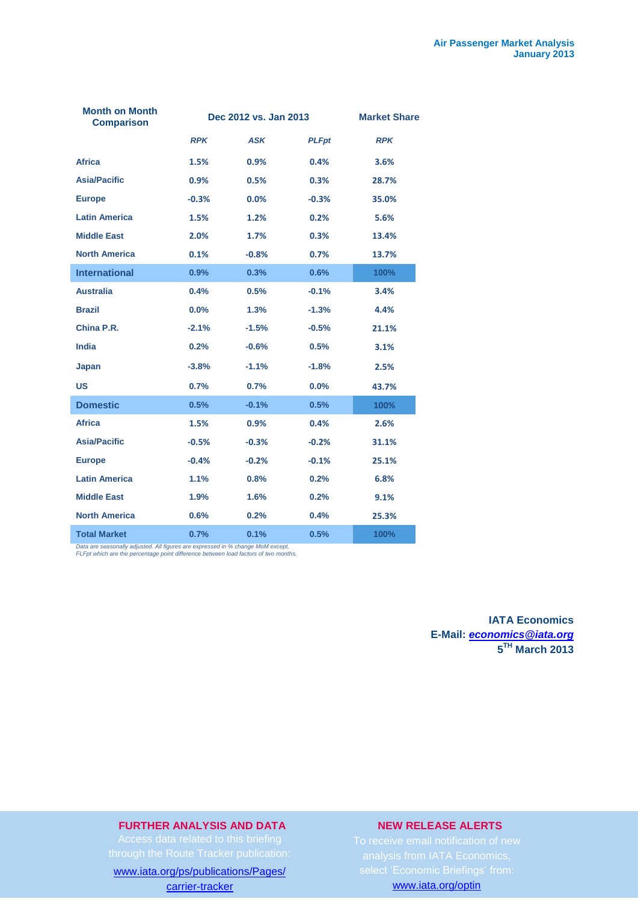| Month on Month Comparison | Dec 2012 vs. Jan 2013 | | | Market Share |
|---|---|---|---|---|
| | *RPK* | *ASK* | *PLFpt* | *RPK* |
| **Africa** | 1.5% | 0.9% | 0.4% | 3.6% |
| **Asia/Pacific** | 0.9% | 0.5% | 0.3% | 28.7% |
| **Europe** | -0.3% | 0.0% | -0.3% | 35.0% |
| **Latin America** | 1.5% | 1.2% | 0.2% | 5.6% |
| **Middle East** | 2.0% | 1.7% | 0.3% | 13.4% |
| **North America** | 0.1% | -0.8% | 0.7% | 13.7% |
| **International** | 0.9% | 0.3% | 0.6% | 100% |
| **Australia** | 0.4% | 0.5% | -0.1% | 3.4% |
| **Brazil** | 0.0% | 1.3% | -1.3% | 4.4% |
| **China P.R.** | -2.1% | -1.5% | -0.5% | 21.1% |
| **India** | 0.2% | -0.6% | 0.5% | 3.1% |
| **Japan** | -3.8% | -1.1% | -1.8% | 2.5% |
| **US** | 0.7% | 0.7% | 0.0% | 43.7% |
| **Domestic** | 0.5% | -0.1% | 0.5% | 100% |
| **Africa** | 1.5% | 0.9% | 0.4% | 2.6% |
| **Asia/Pacific** | -0.5% | -0.3% | -0.2% | 31.1% |
| **Europe** | -0.4% | -0.2% | -0.1% | 25.1% |
| **Latin America** | 1.1% | 0.8% | 0.2% | 6.8% |
| **Middle East** | 1.9% | 1.6% | 0.2% | 9.1% |
| **North America** | 0.6% | 0.2% | 0.4% | 25.3% |
| **Total Market** | 0.7% | 0.1% | 0.5% | 100% |

*Data are seasonally adjusted. All figures are expressed in % change MoM except, FLFpt which are the percentage point difference between load factors of two months.*

**IATA Economics**
**E-Mail: *economics@iata.org***
**5TH March 2013**

**FURTHER ANALYSIS AND DATA**

Access data related to this briefing through the Route Tracker publication:

www.iata.org/ps/publications/Pages/carrier-tracker

**NEW RELEASE ALERTS**

To receive email notification of new analysis from IATA Economics, select 'Economic Briefings' from:

www.iata.org/optin